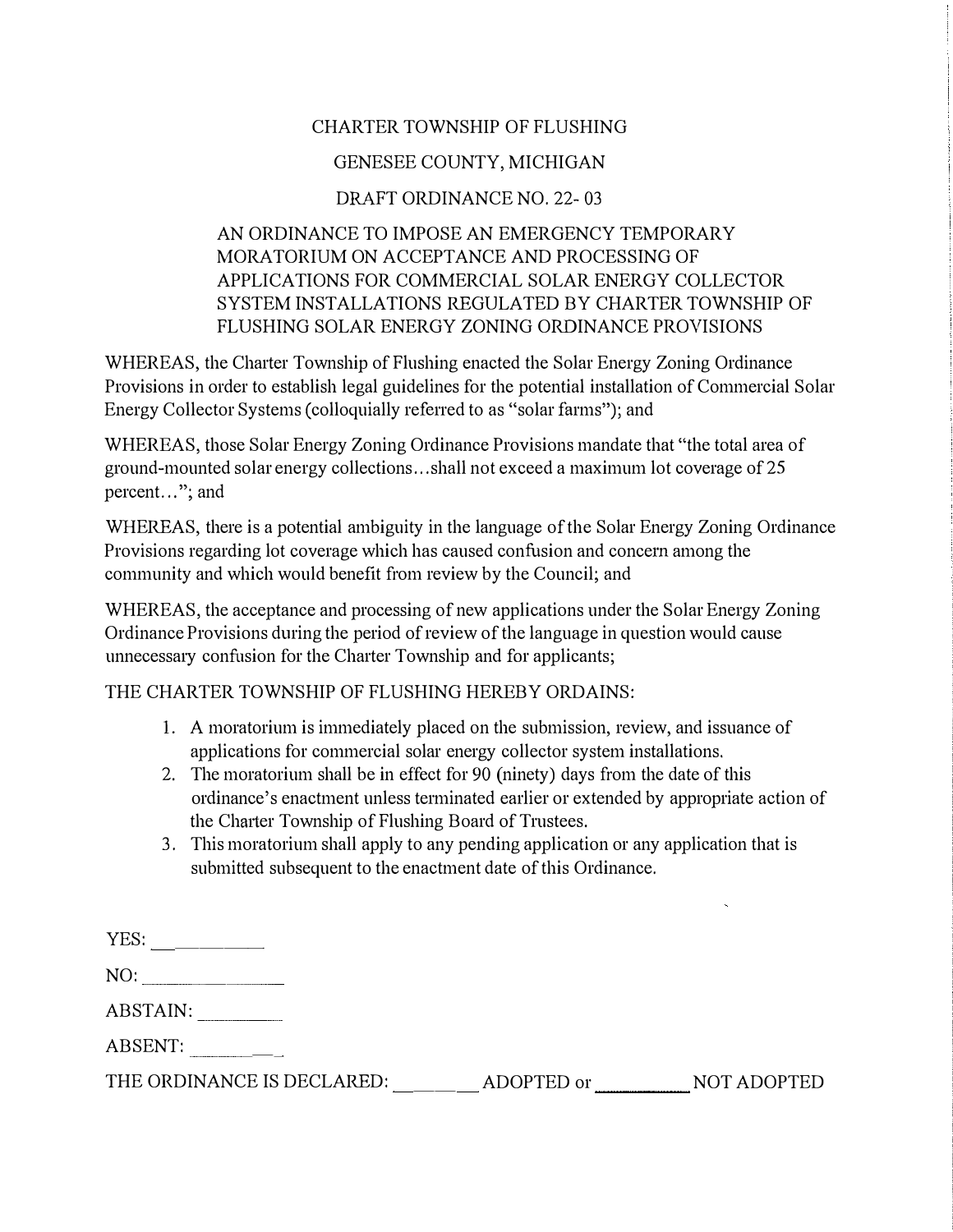# CHARTER TOWNSHIP OF FLUSHING

## GENESEE COUNTY, MICHIGAN

## DRAFT ORDINANCE NO. 22- 03

### AN ORDINANCE TO IMPOSE AN EMERGENCY TEMPORARY MORATORIUM ON ACCEPTANCE AND PROCESSING OF APPLICATIONS FOR COMMERCIAL SOLAR ENERGY COLLECTOR SYSTEM INSTALLATIONS REGULATED BY CHARTER TOWNSHIP OF FLUSHING SOLAR ENERGY ZONING ORDINANCE PROVISIONS

WHEREAS, the Charter Township of Flushing enacted the Solar Energy Zoning Ordinance Provisions in order to establish legal guidelines for the potential installation of Commercial Solar Energy Collector Systems (colloquially referred to as "solar farms"); and

WHEREAS, those Solar Energy Zoning Ordinance Provisions mandate that "the total area of ground-mounted solar energy collections…shall not exceed a maximum lot coverage of 25 percent…"; and

WHEREAS, there is a potential ambiguity in the language of the Solar Energy Zoning Ordinance Provisions regarding lot coverage which has caused confusion and concern among the community and which would benefit from review by the Council; and

WHEREAS, the acceptance and processing of new applications under the Solar Energy Zoning Ordinance Provisions during the period of review of the language in question would cause unnecessary confusion for the Charter Township and for applicants;

THE CHARTER TOWNSHIP OF FLUSHING HEREBY ORDAINS:

1. A moratorium is immediately placed on the submission, review, and issuance of applications for commercial solar energy collector system installations.
2. The moratorium shall be in effect for 90 (ninety) days from the date of this ordinance's enactment unless terminated earlier or extended by appropriate action of the Charter Township of Flushing Board of Trustees.
3. This moratorium shall apply to any pending application or any application that is submitted subsequent to the enactment date of this Ordinance.

YES: __________

NO: __________

ABSTAIN: __________

ABSENT: __________

THE ORDINANCE IS DECLARED: __________ ADOPTED or __________ NOT ADOPTED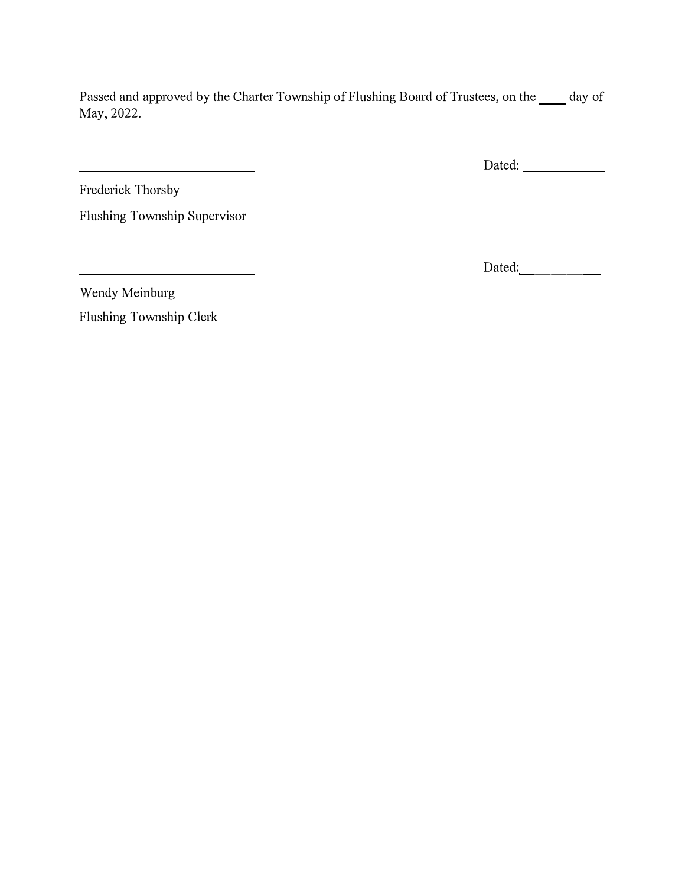Passed and approved by the Charter Township of Flushing Board of Trustees, on the ____ day of May, 2022.

_________________________ Dated: ___________

Frederick Thorsby

Flushing Township Supervisor

_________________________ Dated: ___________

Wendy Meinburg

Flushing Township Clerk